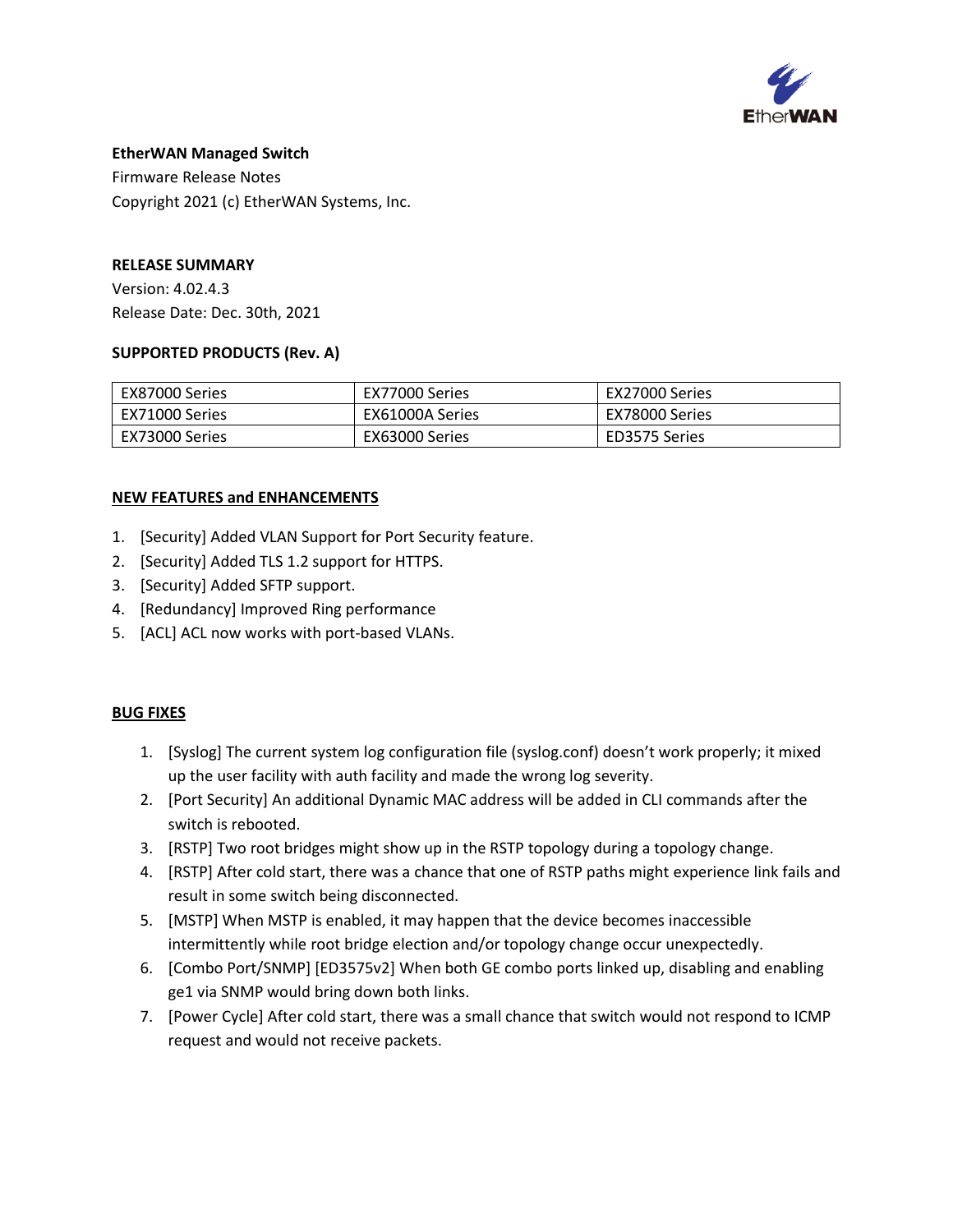**EtherWAN Managed Switch**

Firmware Release Notes

Copyright 2021 (c) EtherWAN Systems, Inc.

**RELEASE SUMMARY**

Version: 4.02.4.3

Release Date: Dec. 30th, 2021

**SUPPORTED PRODUCTS (Rev. A)**

| | | |
|---|---|---|
| EX87000 Series | EX77000 Series | EX27000 Series |
| EX71000 Series | EX61000A Series | EX78000 Series |
| EX73000 Series | EX63000 Series | ED3575 Series |

**NEW FEATURES and ENHANCEMENTS**

1. [Security] Added VLAN Support for Port Security feature.
2. [Security] Added TLS 1.2 support for HTTPS.
3. [Security] Added SFTP support.
4. [Redundancy] Improved Ring performance
5. [ACL] ACL now works with port-based VLANs.

**BUG FIXES**

1. [Syslog] The current system log configuration file (syslog.conf) doesn't work properly; it mixed up the user facility with auth facility and made the wrong log severity.
2. [Port Security] An additional Dynamic MAC address will be added in CLI commands after the switch is rebooted.
3. [RSTP] Two root bridges might show up in the RSTP topology during a topology change.
4. [RSTP] After cold start, there was a chance that one of RSTP paths might experience link fails and result in some switch being disconnected.
5. [MSTP] When MSTP is enabled, it may happen that the device becomes inaccessible intermittently while root bridge election and/or topology change occur unexpectedly.
6. [Combo Port/SNMP] [ED3575v2] When both GE combo ports linked up, disabling and enabling ge1 via SNMP would bring down both links.
7. [Power Cycle] After cold start, there was a small chance that switch would not respond to ICMP request and would not receive packets.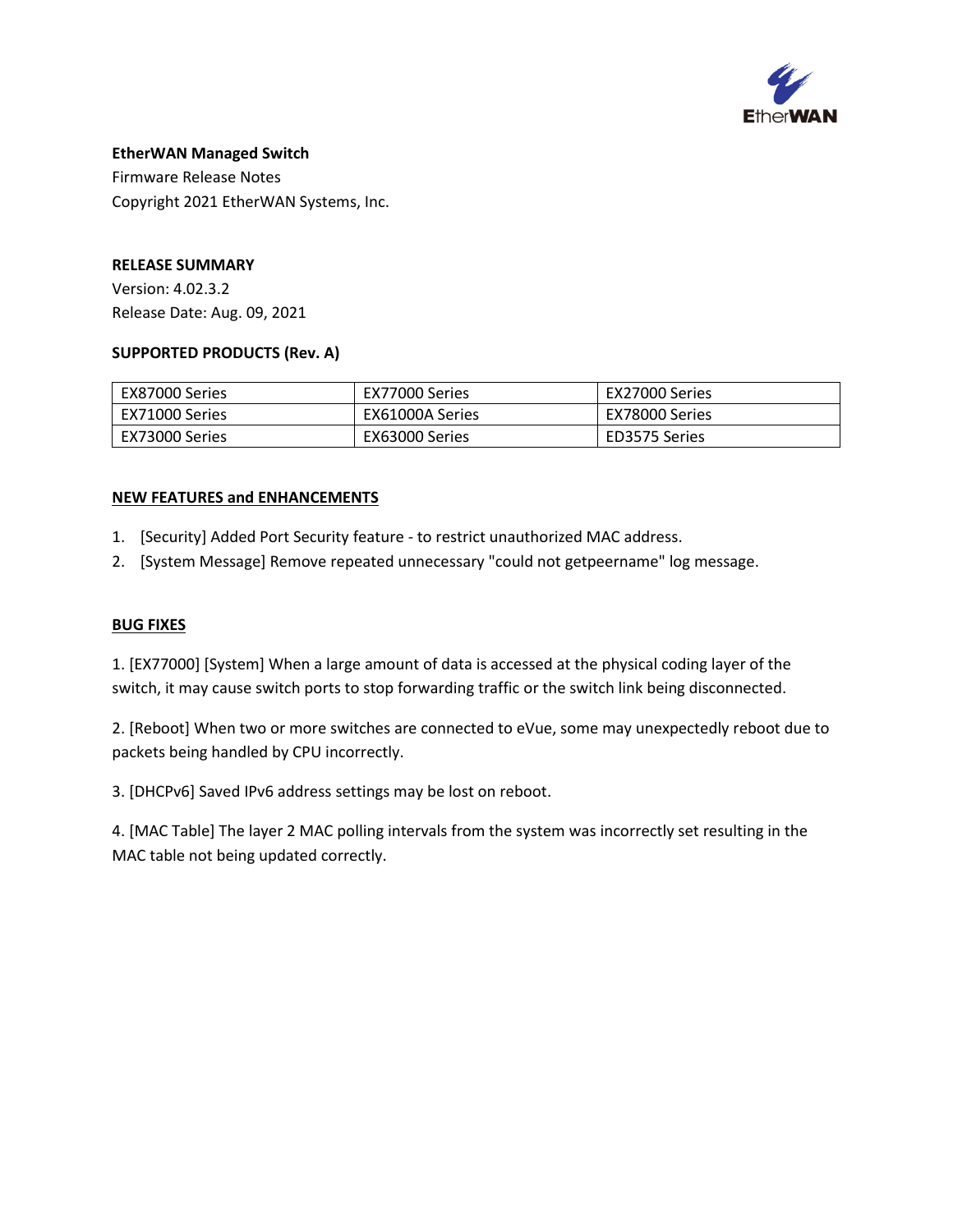**EtherWAN Managed Switch**

Firmware Release Notes

Copyright 2021 EtherWAN Systems, Inc.

**RELEASE SUMMARY**

Version: 4.02.3.2

Release Date: Aug. 09, 2021

**SUPPORTED PRODUCTS (Rev. A)**

| | | |
|---|---|---|
| EX87000 Series | EX77000 Series | EX27000 Series |
| EX71000 Series | EX61000A Series | EX78000 Series |
| EX73000 Series | EX63000 Series | ED3575 Series |

**NEW FEATURES and ENHANCEMENTS**

1. [Security] Added Port Security feature - to restrict unauthorized MAC address.
2. [System Message] Remove repeated unnecessary "could not getpeername" log message.

**BUG FIXES**

1. [EX77000] [System] When a large amount of data is accessed at the physical coding layer of the switch, it may cause switch ports to stop forwarding traffic or the switch link being disconnected.

2. [Reboot] When two or more switches are connected to eVue, some may unexpectedly reboot due to packets being handled by CPU incorrectly.

3. [DHCPv6] Saved IPv6 address settings may be lost on reboot.

4. [MAC Table] The layer 2 MAC polling intervals from the system was incorrectly set resulting in the MAC table not being updated correctly.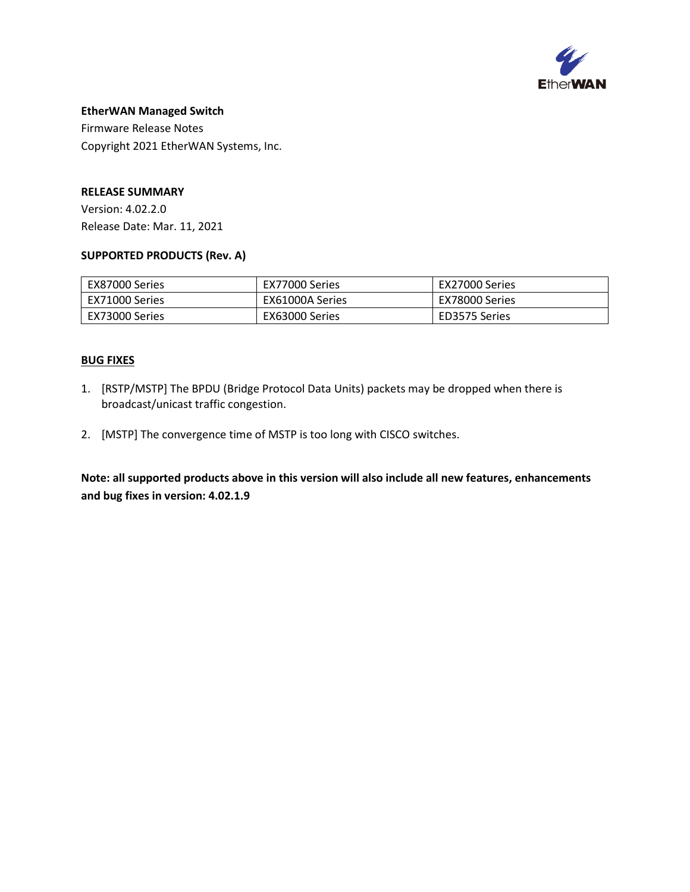**EtherWAN Managed Switch**

Firmware Release Notes

Copyright 2021 EtherWAN Systems, Inc.

**RELEASE SUMMARY**

Version: 4.02.2.0

Release Date: Mar. 11, 2021

**SUPPORTED PRODUCTS (Rev. A)**

| EX87000 Series | EX77000 Series | EX27000 Series |
|---|---|---|
| EX71000 Series | EX61000A Series | EX78000 Series |
| EX73000 Series | EX63000 Series | ED3575 Series |

**BUG FIXES**

1. [RSTP/MSTP] The BPDU (Bridge Protocol Data Units) packets may be dropped when there is broadcast/unicast traffic congestion.

2. [MSTP] The convergence time of MSTP is too long with CISCO switches.

**Note: all supported products above in this version will also include all new features, enhancements and bug fixes in version: 4.02.1.9**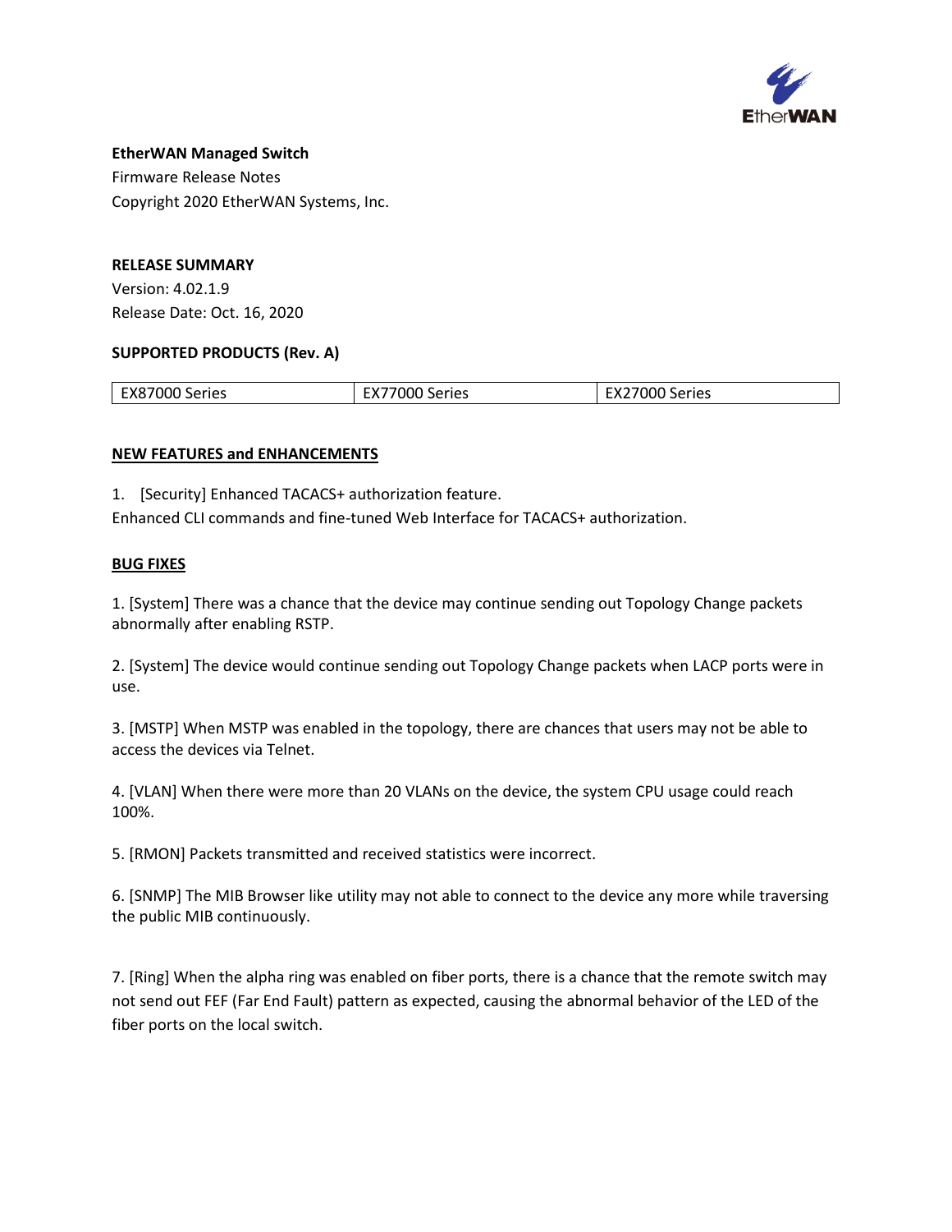**EtherWAN Managed Switch**
Firmware Release Notes
Copyright 2020 EtherWAN Systems, Inc.

**RELEASE SUMMARY**
Version: 4.02.1.9
Release Date: Oct. 16, 2020

**SUPPORTED PRODUCTS (Rev. A)**

| EX87000 Series | EX77000 Series | EX27000 Series |
|---|---|---|

**NEW FEATURES and ENHANCEMENTS**

1. [Security] Enhanced TACACS+ authorization feature.
Enhanced CLI commands and fine-tuned Web Interface for TACACS+ authorization.

**BUG FIXES**

1. [System] There was a chance that the device may continue sending out Topology Change packets abnormally after enabling RSTP.

2. [System] The device would continue sending out Topology Change packets when LACP ports were in use.

3. [MSTP] When MSTP was enabled in the topology, there are chances that users may not be able to access the devices via Telnet.

4. [VLAN] When there were more than 20 VLANs on the device, the system CPU usage could reach 100%.

5. [RMON] Packets transmitted and received statistics were incorrect.

6. [SNMP] The MIB Browser like utility may not able to connect to the device any more while traversing the public MIB continuously.

7. [Ring] When the alpha ring was enabled on fiber ports, there is a chance that the remote switch may not send out FEF (Far End Fault) pattern as expected, causing the abnormal behavior of the LED of the fiber ports on the local switch.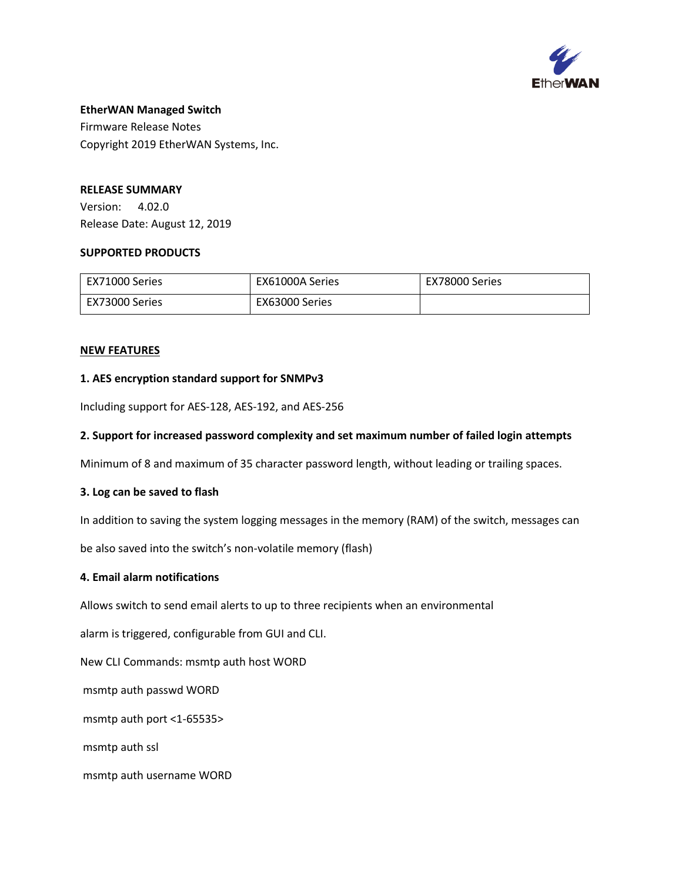**EtherWAN Managed Switch**

Firmware Release Notes

Copyright 2019 EtherWAN Systems, Inc.

**RELEASE SUMMARY**

Version: 4.02.0

Release Date: August 12, 2019

**SUPPORTED PRODUCTS**

| EX71000 Series | EX61000A Series | EX78000 Series |
|---|---|---|
| EX73000 Series | EX63000 Series | |

## NEW FEATURES

**1. AES encryption standard support for SNMPv3**

Including support for AES-128, AES-192, and AES-256

**2. Support for increased password complexity and set maximum number of failed login attempts**

Minimum of 8 and maximum of 35 character password length, without leading or trailing spaces.

**3. Log can be saved to flash**

In addition to saving the system logging messages in the memory (RAM) of the switch, messages can be also saved into the switch's non-volatile memory (flash)

**4. Email alarm notifications**

Allows switch to send email alerts to up to three recipients when an environmental alarm is triggered, configurable from GUI and CLI.

New CLI Commands: msmtp auth host WORD

msmtp auth passwd WORD

msmtp auth port <1-65535>

msmtp auth ssl

msmtp auth username WORD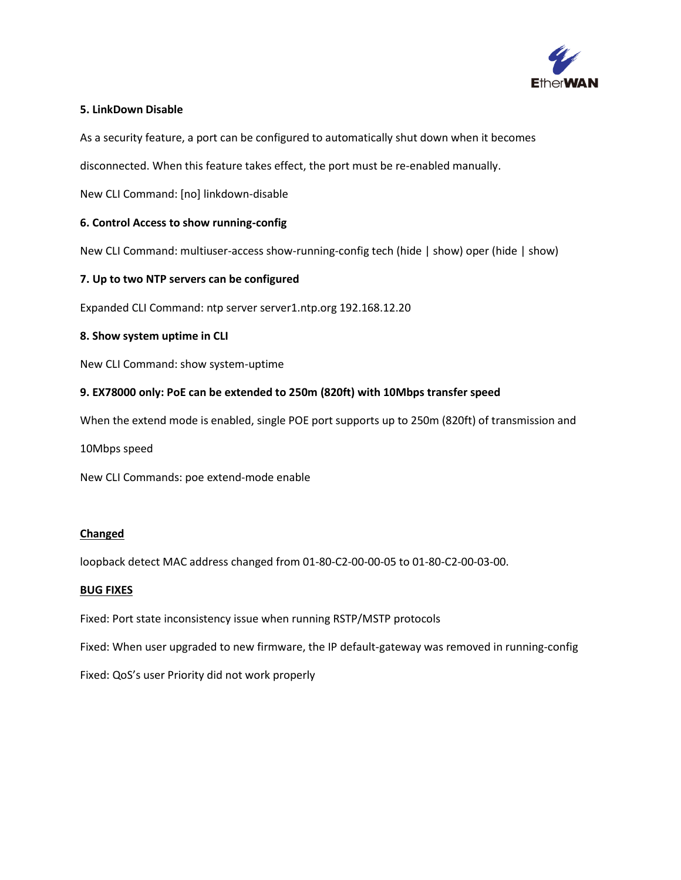**5. LinkDown Disable**

As a security feature, a port can be configured to automatically shut down when it becomes disconnected. When this feature takes effect, the port must be re-enabled manually.

New CLI Command: [no] linkdown-disable

**6. Control Access to show running-config**

New CLI Command: multiuser-access show-running-config tech (hide | show) oper (hide | show)

**7. Up to two NTP servers can be configured**

Expanded CLI Command: ntp server server1.ntp.org 192.168.12.20

**8. Show system uptime in CLI**

New CLI Command: show system-uptime

**9. EX78000 only: PoE can be extended to 250m (820ft) with 10Mbps transfer speed**

When the extend mode is enabled, single POE port supports up to 250m (820ft) of transmission and 10Mbps speed

New CLI Commands: poe extend-mode enable

**<u>Changed</u>**

loopback detect MAC address changed from 01-80-C2-00-00-05 to 01-80-C2-00-03-00.

**<u>BUG FIXES</u>**

Fixed: Port state inconsistency issue when running RSTP/MSTP protocols

Fixed: When user upgraded to new firmware, the IP default-gateway was removed in running-config

Fixed: QoS's user Priority did not work properly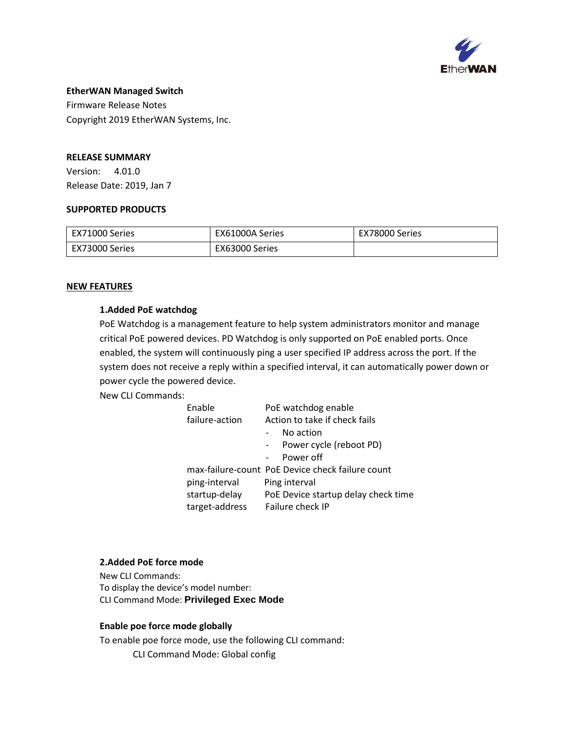**EtherWAN Managed Switch**

Firmware Release Notes

Copyright 2019 EtherWAN Systems, Inc.

**RELEASE SUMMARY**

Version: 4.01.0

Release Date: 2019, Jan 7

**SUPPORTED PRODUCTS**

| EX71000 Series | EX61000A Series | EX78000 Series |
|---|---|---|
| EX73000 Series | EX63000 Series | |

**NEW FEATURES**

**1.Added PoE watchdog**

PoE Watchdog is a management feature to help system administrators monitor and manage critical PoE powered devices. PD Watchdog is only supported on PoE enabled ports. Once enabled, the system will continuously ping a user specified IP address across the port. If the system does not receive a reply within a specified interval, it can automatically power down or power cycle the powered device.

New CLI Commands:

| Command | Description |
|---|---|
| Enable | PoE watchdog enable |
| failure-action | Action to take if check fails<br>- No action<br>- Power cycle (reboot PD)<br>- Power off |
| max-failure-count | PoE Device check failure count |
| ping-interval | Ping interval |
| startup-delay | PoE Device startup delay check time |
| target-address | Failure check IP |

**2.Added PoE force mode**

New CLI Commands:

To display the device's model number:

CLI Command Mode: **Privileged Exec Mode**

**Enable poe force mode globally**

To enable poe force mode, use the following CLI command:

CLI Command Mode: Global config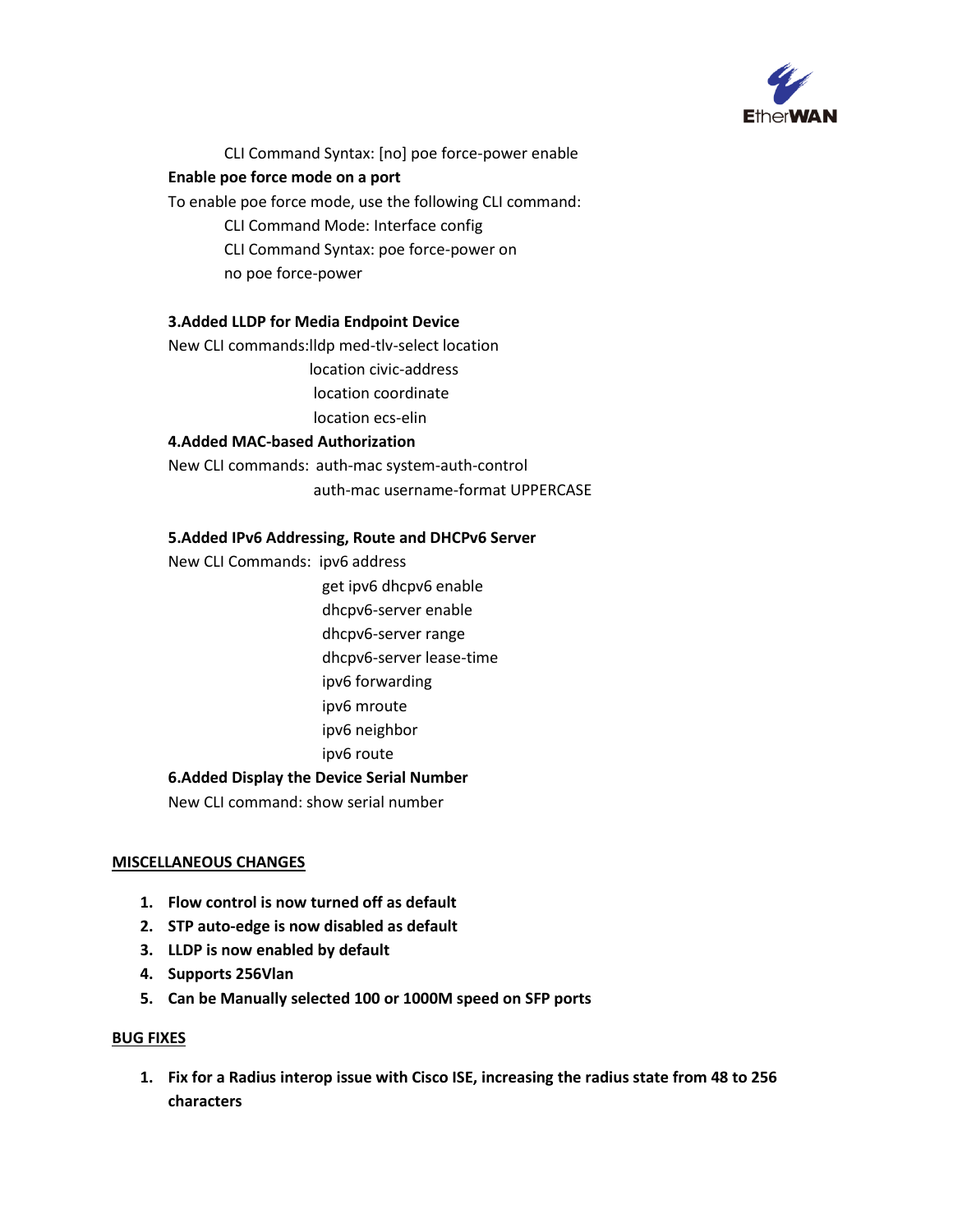CLI Command Syntax: [no] poe force-power enable

**Enable poe force mode on a port**

To enable poe force mode, use the following CLI command:

CLI Command Mode: Interface config

CLI Command Syntax: poe force-power on

no poe force-power

**3.Added LLDP for Media Endpoint Device**

New CLI commands:lldp med-tlv-select location

location civic-address

location coordinate

location ecs-elin

**4.Added MAC-based Authorization**

New CLI commands: auth-mac system-auth-control

auth-mac username-format UPPERCASE

**5.Added IPv6 Addressing, Route and DHCPv6 Server**

New CLI Commands: ipv6 address

get ipv6 dhcpv6 enable

dhcpv6-server enable

dhcpv6-server range

dhcpv6-server lease-time

ipv6 forwarding

ipv6 mroute

ipv6 neighbor

ipv6 route

**6.Added Display the Device Serial Number**

New CLI command: show serial number

## MISCELLANEOUS CHANGES

1. **Flow control is now turned off as default**
2. **STP auto-edge is now disabled as default**
3. **LLDP is now enabled by default**
4. **Supports 256Vlan**
5. **Can be Manually selected 100 or 1000M speed on SFP ports**

## BUG FIXES

1. **Fix for a Radius interop issue with Cisco ISE, increasing the radius state from 48 to 256 characters**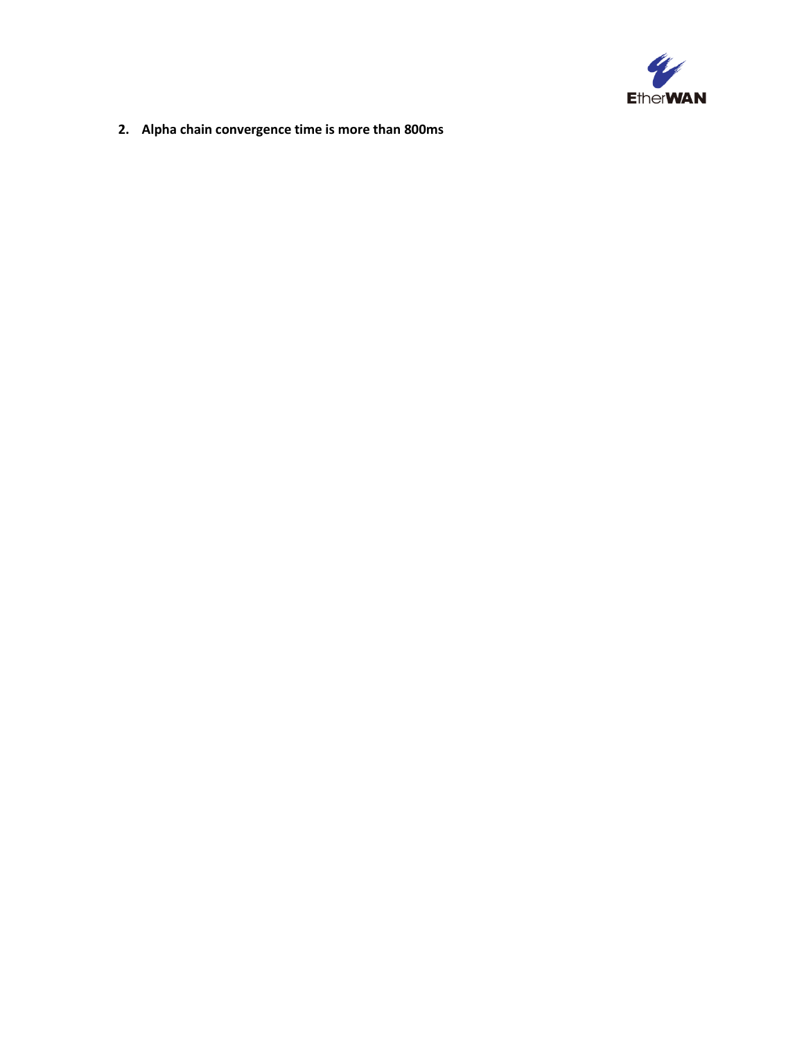2. **Alpha chain convergence time is more than 800ms**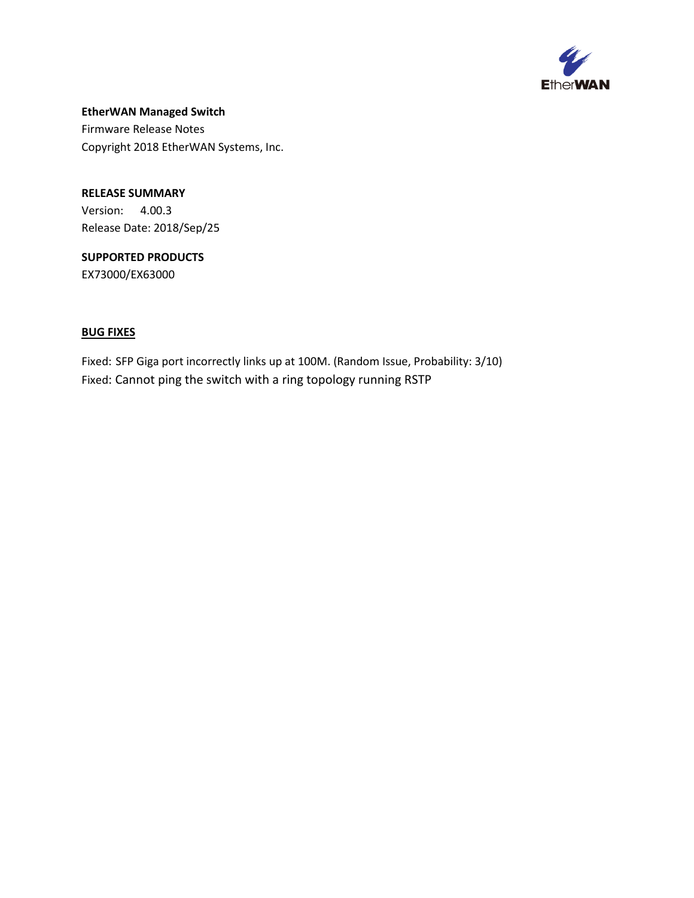**EtherWAN Managed Switch**
Firmware Release Notes
Copyright 2018 EtherWAN Systems, Inc.

**RELEASE SUMMARY**
Version: 4.00.3
Release Date: 2018/Sep/25

**SUPPORTED PRODUCTS**
EX73000/EX63000

**BUG FIXES**

Fixed: SFP Giga port incorrectly links up at 100M. (Random Issue, Probability: 3/10)
Fixed: Cannot ping the switch with a ring topology running RSTP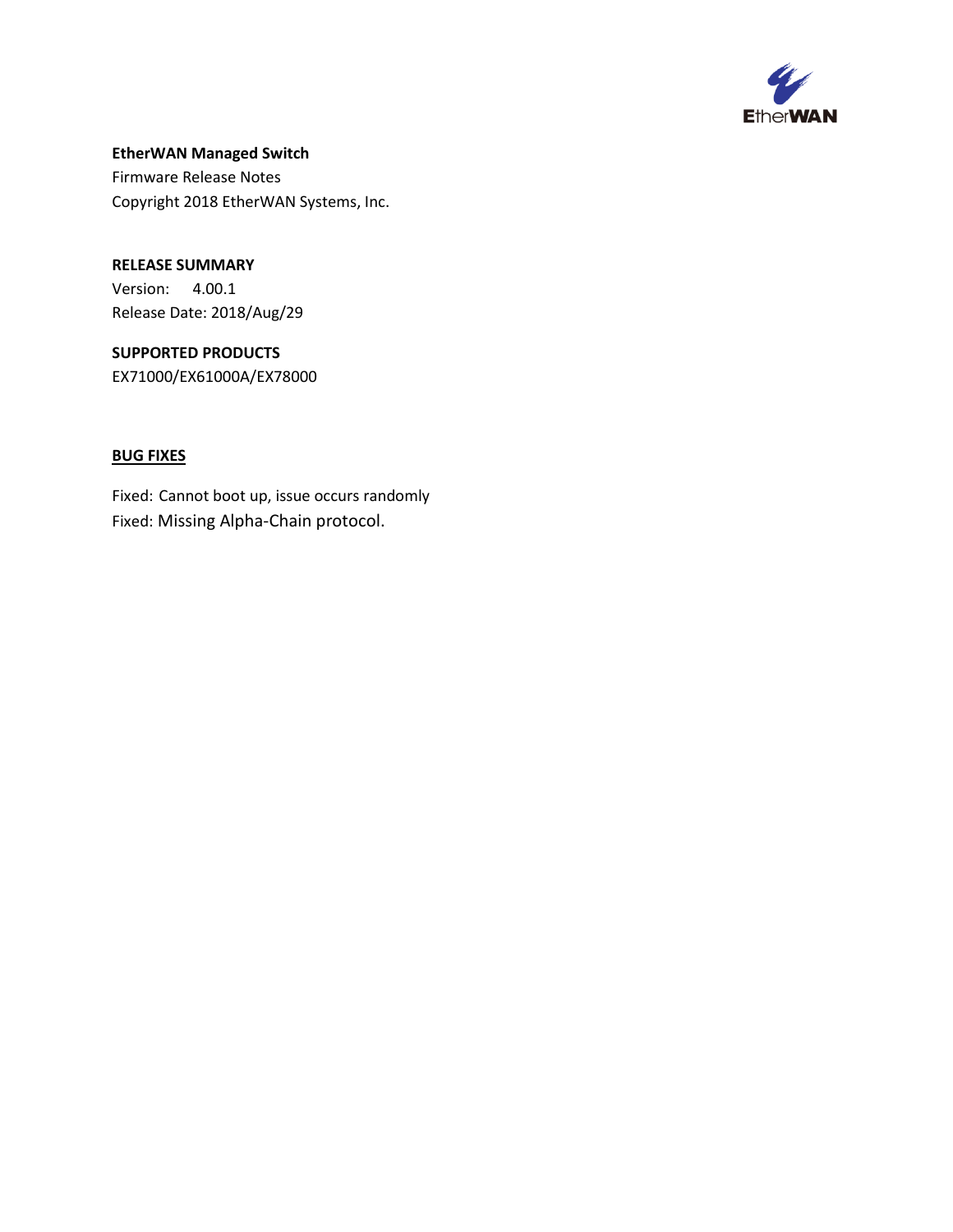**EtherWAN Managed Switch**
Firmware Release Notes
Copyright 2018 EtherWAN Systems, Inc.

**RELEASE SUMMARY**
Version: 4.00.1
Release Date: 2018/Aug/29

**SUPPORTED PRODUCTS**
EX71000/EX61000A/EX78000

## BUG FIXES

Fixed: Cannot boot up, issue occurs randomly
Fixed: Missing Alpha-Chain protocol.